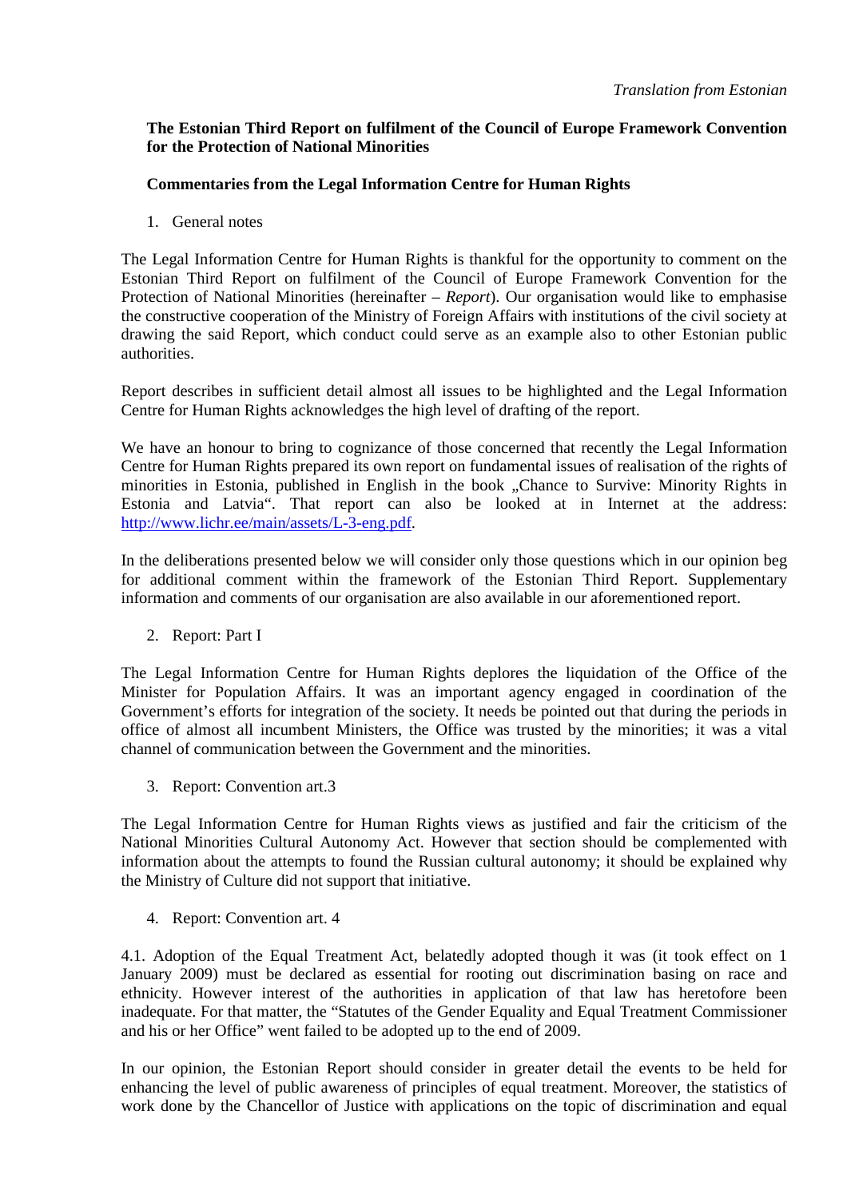*Translation from Estonian*

**The Estonian Third Report on fulfilment of the Council of Europe Framework Convention for the Protection of National Minorities**

**Commentaries from the Legal Information Centre for Human Rights**

1. General notes

The Legal Information Centre for Human Rights is thankful for the opportunity to comment on the Estonian Third Report on fulfilment of the Council of Europe Framework Convention for the Protection of National Minorities (hereinafter – *Report*). Our organisation would like to emphasise the constructive cooperation of the Ministry of Foreign Affairs with institutions of the civil society at drawing the said Report, which conduct could serve as an example also to other Estonian public authorities.

Report describes in sufficient detail almost all issues to be highlighted and the Legal Information Centre for Human Rights acknowledges the high level of drafting of the report.

We have an honour to bring to cognizance of those concerned that recently the Legal Information Centre for Human Rights prepared its own report on fundamental issues of realisation of the rights of minorities in Estonia, published in English in the book „Chance to Survive: Minority Rights in Estonia and Latvia". That report can also be looked at in Internet at the address: http://www.lichr.ee/main/assets/L-3-eng.pdf.

In the deliberations presented below we will consider only those questions which in our opinion beg for additional comment within the framework of the Estonian Third Report. Supplementary information and comments of our organisation are also available in our aforementioned report.

2. Report: Part I

The Legal Information Centre for Human Rights deplores the liquidation of the Office of the Minister for Population Affairs. It was an important agency engaged in coordination of the Government's efforts for integration of the society. It needs be pointed out that during the periods in office of almost all incumbent Ministers, the Office was trusted by the minorities; it was a vital channel of communication between the Government and the minorities.

3. Report: Convention art.3

The Legal Information Centre for Human Rights views as justified and fair the criticism of the National Minorities Cultural Autonomy Act. However that section should be complemented with information about the attempts to found the Russian cultural autonomy; it should be explained why the Ministry of Culture did not support that initiative.

4. Report: Convention art. 4

4.1. Adoption of the Equal Treatment Act, belatedly adopted though it was (it took effect on 1 January 2009) must be declared as essential for rooting out discrimination basing on race and ethnicity. However interest of the authorities in application of that law has heretofore been inadequate. For that matter, the "Statutes of the Gender Equality and Equal Treatment Commissioner and his or her Office" went failed to be adopted up to the end of 2009.

In our opinion, the Estonian Report should consider in greater detail the events to be held for enhancing the level of public awareness of principles of equal treatment. Moreover, the statistics of work done by the Chancellor of Justice with applications on the topic of discrimination and equal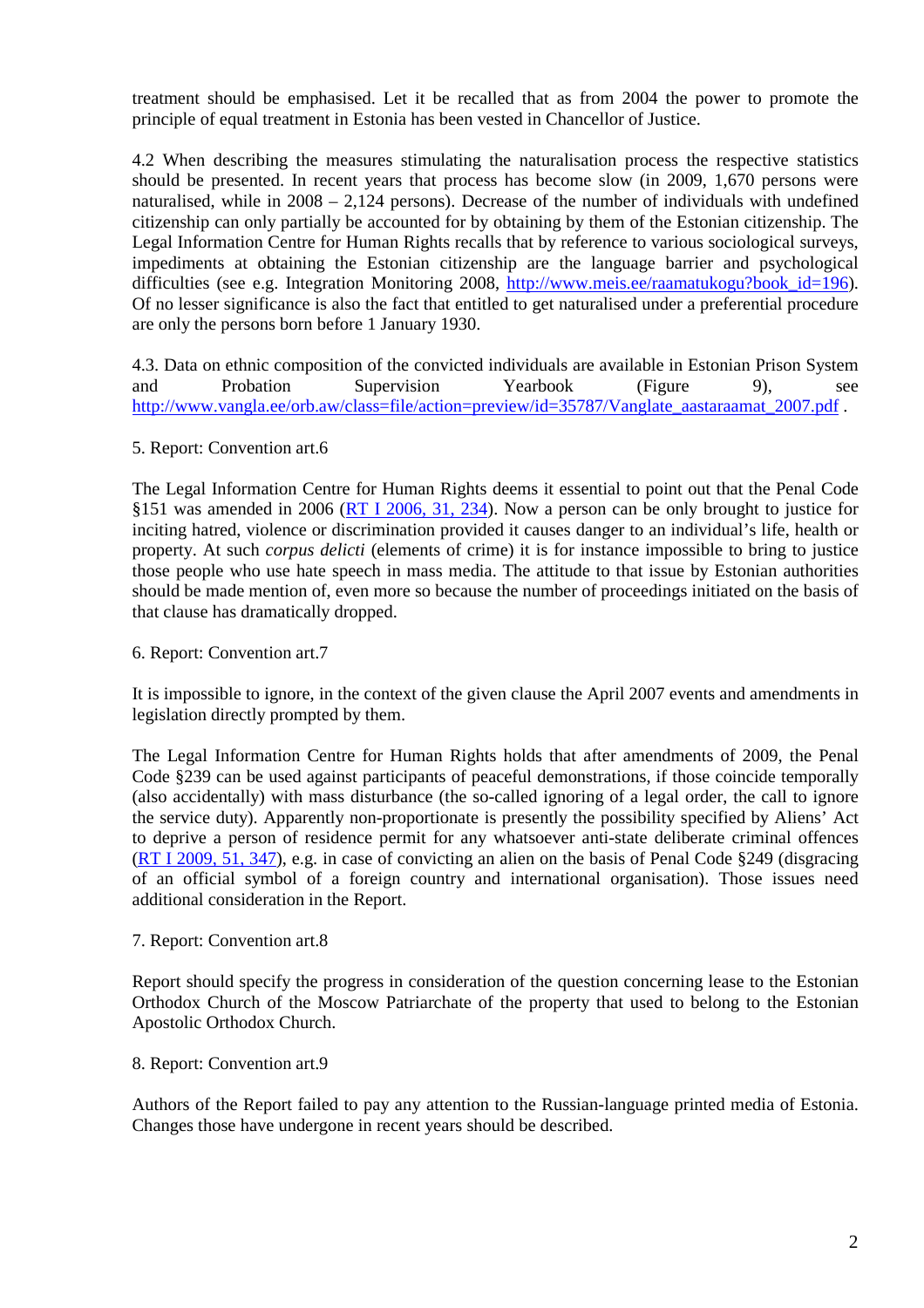treatment should be emphasised. Let it be recalled that as from 2004 the power to promote the principle of equal treatment in Estonia has been vested in Chancellor of Justice.

4.2 When describing the measures stimulating the naturalisation process the respective statistics should be presented. In recent years that process has become slow (in 2009, 1,670 persons were naturalised, while in 2008 – 2,124 persons). Decrease of the number of individuals with undefined citizenship can only partially be accounted for by obtaining by them of the Estonian citizenship. The Legal Information Centre for Human Rights recalls that by reference to various sociological surveys, impediments at obtaining the Estonian citizenship are the language barrier and psychological difficulties (see e.g. Integration Monitoring 2008, [http://www.meis.ee/raamatukogu?book_id=196](http://www.meis.ee/raamatukogu?book_id=196)). Of no lesser significance is also the fact that entitled to get naturalised under a preferential procedure are only the persons born before 1 January 1930.

4.3. Data on ethnic composition of the convicted individuals are available in Estonian Prison System and Probation Supervision Yearbook (Figure 9), see [http://www.vangla.ee/orb.aw/class=file/action=preview/id=35787/Vanglate_aastaraamat_2007.pdf](http://www.vangla.ee/orb.aw/class=file/action=preview/id=35787/Vanglate_aastaraamat_2007.pdf) .

5. Report: Convention art.6

The Legal Information Centre for Human Rights deems it essential to point out that the Penal Code §151 was amended in 2006 ([RT I 2006, 31, 234]()). Now a person can be only brought to justice for inciting hatred, violence or discrimination provided it causes danger to an individual's life, health or property. At such *corpus delicti* (elements of crime) it is for instance impossible to bring to justice those people who use hate speech in mass media. The attitude to that issue by Estonian authorities should be made mention of, even more so because the number of proceedings initiated on the basis of that clause has dramatically dropped.

6. Report: Convention art.7

It is impossible to ignore, in the context of the given clause the April 2007 events and amendments in legislation directly prompted by them.

The Legal Information Centre for Human Rights holds that after amendments of 2009, the Penal Code §239 can be used against participants of peaceful demonstrations, if those coincide temporally (also accidentally) with mass disturbance (the so-called ignoring of a legal order, the call to ignore the service duty). Apparently non-proportionate is presently the possibility specified by Aliens' Act to deprive a person of residence permit for any whatsoever anti-state deliberate criminal offences ([RT I 2009, 51, 347]()), e.g. in case of convicting an alien on the basis of Penal Code §249 (disgracing of an official symbol of a foreign country and international organisation). Those issues need additional consideration in the Report.

7. Report: Convention art.8

Report should specify the progress in consideration of the question concerning lease to the Estonian Orthodox Church of the Moscow Patriarchate of the property that used to belong to the Estonian Apostolic Orthodox Church.

8. Report: Convention art.9

Authors of the Report failed to pay any attention to the Russian-language printed media of Estonia. Changes those have undergone in recent years should be described.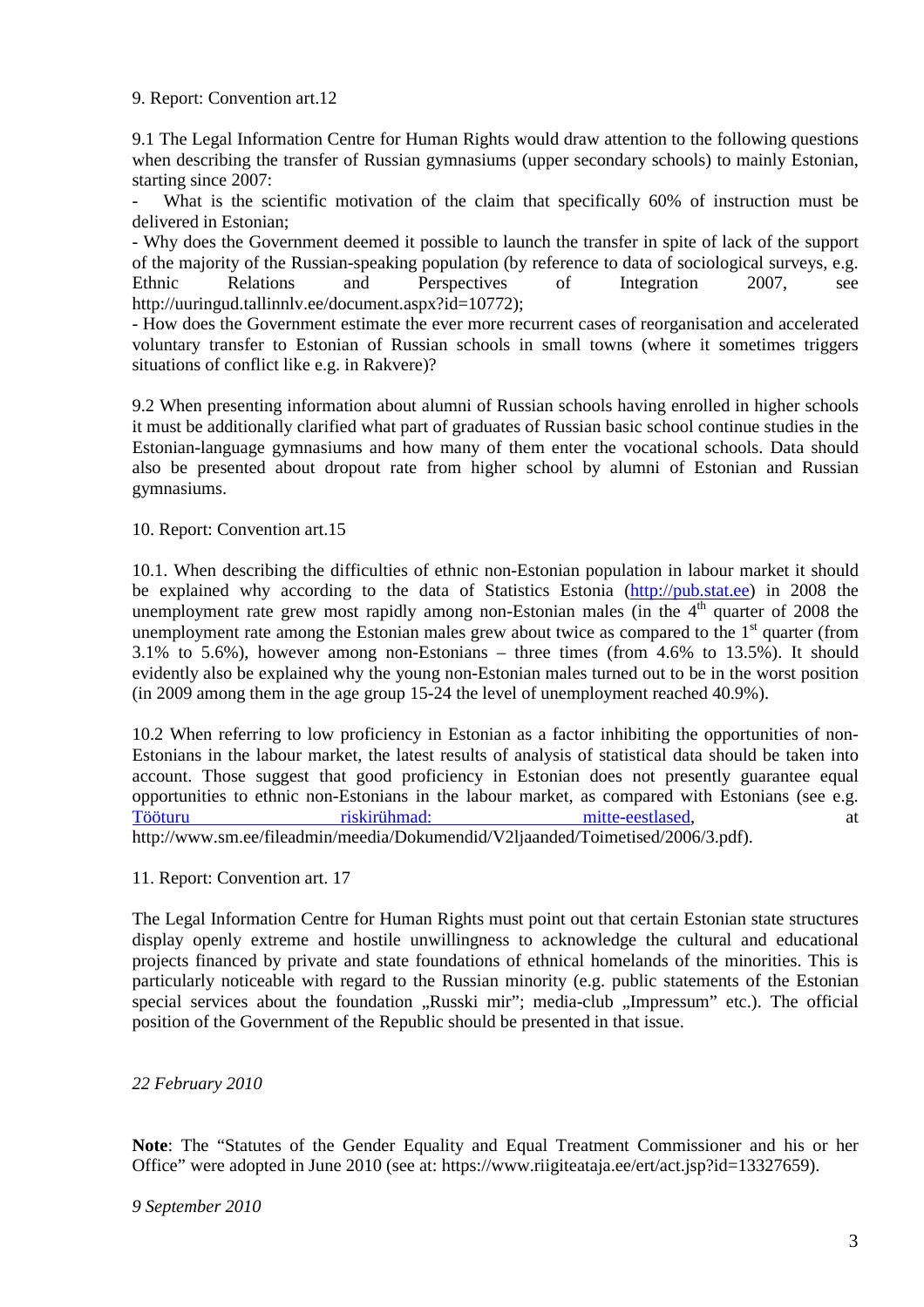9. Report: Convention art.12

9.1 The Legal Information Centre for Human Rights would draw attention to the following questions when describing the transfer of Russian gymnasiums (upper secondary schools) to mainly Estonian, starting since 2007:

- What is the scientific motivation of the claim that specifically 60% of instruction must be delivered in Estonian;
- Why does the Government deemed it possible to launch the transfer in spite of lack of the support of the majority of the Russian-speaking population (by reference to data of sociological surveys, e.g. Ethnic Relations and Perspectives of Integration 2007, see http://uuringud.tallinnlv.ee/document.aspx?id=10772);
- How does the Government estimate the ever more recurrent cases of reorganisation and accelerated voluntary transfer to Estonian of Russian schools in small towns (where it sometimes triggers situations of conflict like e.g. in Rakvere)?

9.2 When presenting information about alumni of Russian schools having enrolled in higher schools it must be additionally clarified what part of graduates of Russian basic school continue studies in the Estonian-language gymnasiums and how many of them enter the vocational schools. Data should also be presented about dropout rate from higher school by alumni of Estonian and Russian gymnasiums.

10. Report: Convention art.15

10.1. When describing the difficulties of ethnic non-Estonian population in labour market it should be explained why according to the data of Statistics Estonia (http://pub.stat.ee) in 2008 the unemployment rate grew most rapidly among non-Estonian males (in the 4th quarter of 2008 the unemployment rate among the Estonian males grew about twice as compared to the 1st quarter (from 3.1% to 5.6%), however among non-Estonians – three times (from 4.6% to 13.5%). It should evidently also be explained why the young non-Estonian males turned out to be in the worst position (in 2009 among them in the age group 15-24 the level of unemployment reached 40.9%).

10.2 When referring to low proficiency in Estonian as a factor inhibiting the opportunities of non-Estonians in the labour market, the latest results of analysis of statistical data should be taken into account. Those suggest that good proficiency in Estonian does not presently guarantee equal opportunities to ethnic non-Estonians in the labour market, as compared with Estonians (see e.g. Tööturu riskirühmad: mitte-eestlased, at http://www.sm.ee/fileadmin/meedia/Dokumendid/V2ljaanded/Toimetised/2006/3.pdf).

11. Report: Convention art. 17

The Legal Information Centre for Human Rights must point out that certain Estonian state structures display openly extreme and hostile unwillingness to acknowledge the cultural and educational projects financed by private and state foundations of ethnical homelands of the minorities. This is particularly noticeable with regard to the Russian minority (e.g. public statements of the Estonian special services about the foundation „Russki mir"; media-club „Impressum" etc.). The official position of the Government of the Republic should be presented in that issue.

*22 February 2010*

**Note**: The "Statutes of the Gender Equality and Equal Treatment Commissioner and his or her Office" were adopted in June 2010 (see at: https://www.riigiteataja.ee/ert/act.jsp?id=13327659).

*9 September 2010*